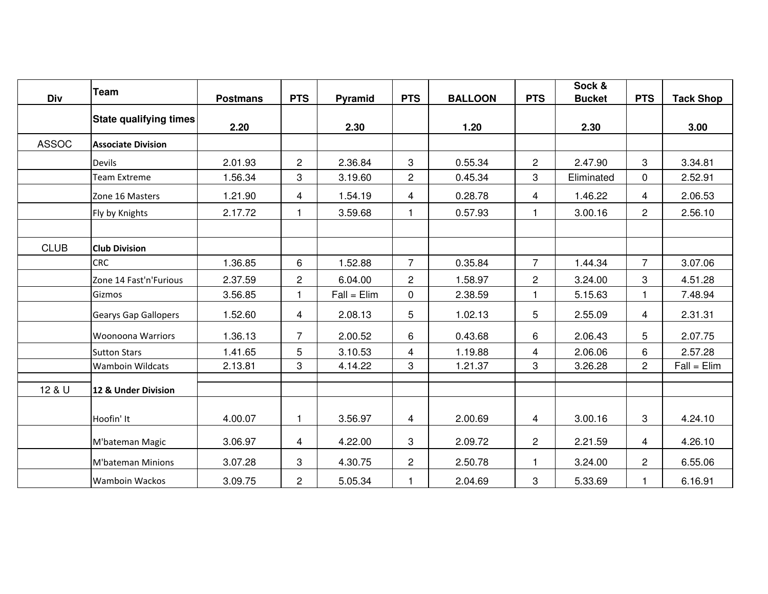| Div | Team | Postmans | PTS | Pyramid | PTS | BALLOON | PTS | Sock & Bucket | PTS | Tack Shop |
|---|---|---|---|---|---|---|---|---|---|---|
| | **State qualifying times** | **2.20** | | **2.30** | | **1.20** | | **2.30** | | **3.00** |
| ASSOC | **Associate Division** | | | | | | | | | |
| | Devils | 2.01.93 | 2 | 2.36.84 | 3 | 0.55.34 | 2 | 2.47.90 | 3 | 3.34.81 |
| | Team Extreme | 1.56.34 | 3 | 3.19.60 | 2 | 0.45.34 | 3 | Eliminated | 0 | 2.52.91 |
| | Zone 16 Masters | 1.21.90 | 4 | 1.54.19 | 4 | 0.28.78 | 4 | 1.46.22 | 4 | 2.06.53 |
| | Fly by Knights | 2.17.72 | 1 | 3.59.68 | 1 | 0.57.93 | 1 | 3.00.16 | 2 | 2.56.10 |
| | | | | | | | | | | |
| CLUB | **Club Division** | | | | | | | | | |
| | CRC | 1.36.85 | 6 | 1.52.88 | 7 | 0.35.84 | 7 | 1.44.34 | 7 | 3.07.06 |
| | Zone 14 Fast'n'Furious | 2.37.59 | 2 | 6.04.00 | 2 | 1.58.97 | 2 | 3.24.00 | 3 | 4.51.28 |
| | Gizmos | 3.56.85 | 1 | Fall = Elim | 0 | 2.38.59 | 1 | 5.15.63 | 1 | 7.48.94 |
| | Gearys Gap Gallopers | 1.52.60 | 4 | 2.08.13 | 5 | 1.02.13 | 5 | 2.55.09 | 4 | 2.31.31 |
| | Woonoona Warriors | 1.36.13 | 7 | 2.00.52 | 6 | 0.43.68 | 6 | 2.06.43 | 5 | 2.07.75 |
| | Sutton Stars | 1.41.65 | 5 | 3.10.53 | 4 | 1.19.88 | 4 | 2.06.06 | 6 | 2.57.28 |
| | Wamboin Wildcats | 2.13.81 | 3 | 4.14.22 | 3 | 1.21.37 | 3 | 3.26.28 | 2 | Fall = Elim |
| | | | | | | | | | | |
| 12 & U | **12 & Under Division** | | | | | | | | | |
| | Hoofin' It | 4.00.07 | 1 | 3.56.97 | 4 | 2.00.69 | 4 | 3.00.16 | 3 | 4.24.10 |
| | M'bateman Magic | 3.06.97 | 4 | 4.22.00 | 3 | 2.09.72 | 2 | 2.21.59 | 4 | 4.26.10 |
| | M'bateman Minions | 3.07.28 | 3 | 4.30.75 | 2 | 2.50.78 | 1 | 3.24.00 | 2 | 6.55.06 |
| | Wamboin Wackos | 3.09.75 | 2 | 5.05.34 | 1 | 2.04.69 | 3 | 5.33.69 | 1 | 6.16.91 |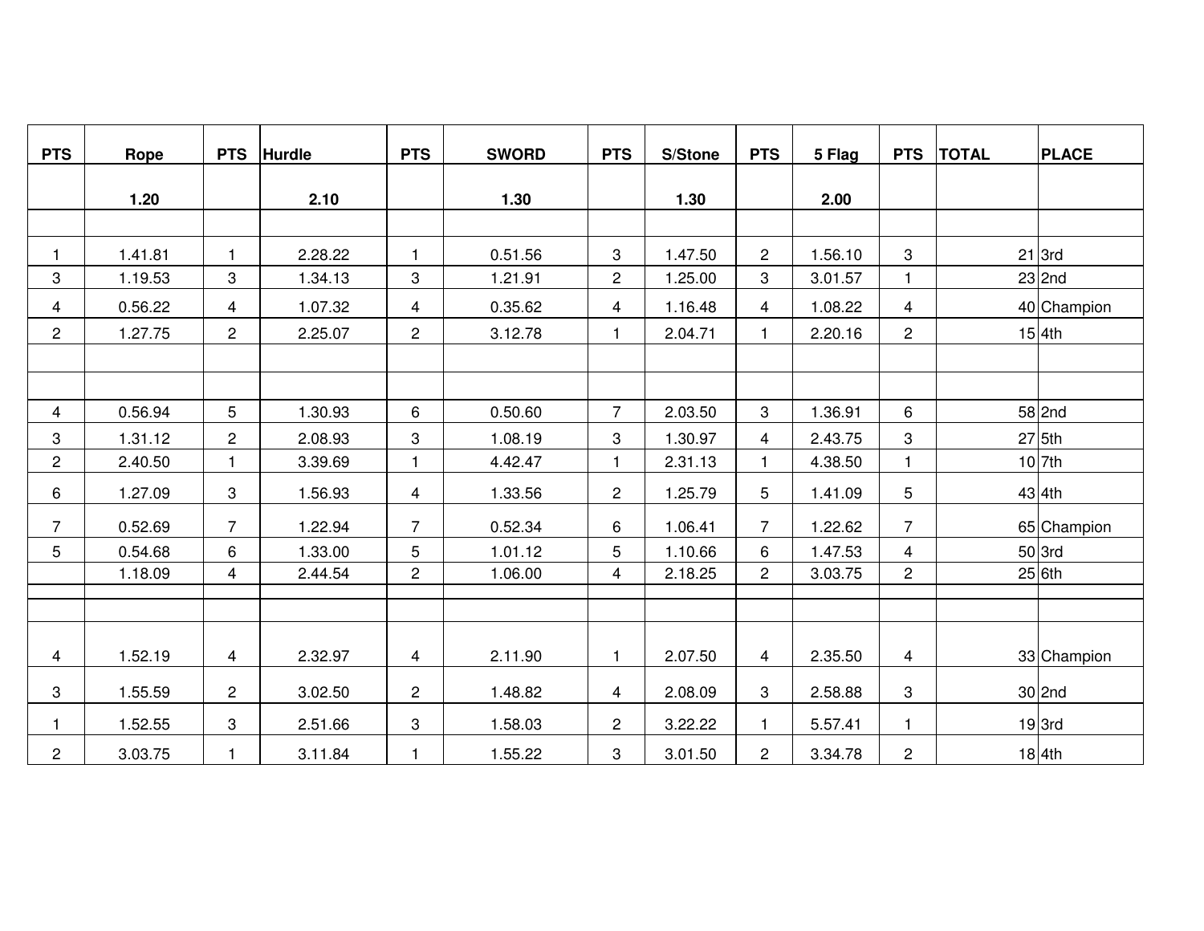| PTS | Rope | PTS | Hurdle | PTS | SWORD | PTS | S/Stone | PTS | 5 Flag | PTS | TOTAL | PLACE |
|---|---|---|---|---|---|---|---|---|---|---|---|---|
| | **1.20** | | **2.10** | | **1.30** | | **1.30** | | **2.00** | | | |
| | | | | | | | | | | | | |
| 1 | 1.41.81 | 1 | 2.28.22 | 1 | 0.51.56 | 3 | 1.47.50 | 2 | 1.56.10 | 3 | 21 | 3rd |
| 3 | 1.19.53 | 3 | 1.34.13 | 3 | 1.21.91 | 2 | 1.25.00 | 3 | 3.01.57 | 1 | 23 | 2nd |
| 4 | 0.56.22 | 4 | 1.07.32 | 4 | 0.35.62 | 4 | 1.16.48 | 4 | 1.08.22 | 4 | 40 | Champion |
| 2 | 1.27.75 | 2 | 2.25.07 | 2 | 3.12.78 | 1 | 2.04.71 | 1 | 2.20.16 | 2 | 15 | 4th |
| | | | | | | | | | | | | |
| | | | | | | | | | | | | |
| 4 | 0.56.94 | 5 | 1.30.93 | 6 | 0.50.60 | 7 | 2.03.50 | 3 | 1.36.91 | 6 | 58 | 2nd |
| 3 | 1.31.12 | 2 | 2.08.93 | 3 | 1.08.19 | 3 | 1.30.97 | 4 | 2.43.75 | 3 | 27 | 5th |
| 2 | 2.40.50 | 1 | 3.39.69 | 1 | 4.42.47 | 1 | 2.31.13 | 1 | 4.38.50 | 1 | 10 | 7th |
| 6 | 1.27.09 | 3 | 1.56.93 | 4 | 1.33.56 | 2 | 1.25.79 | 5 | 1.41.09 | 5 | 43 | 4th |
| 7 | 0.52.69 | 7 | 1.22.94 | 7 | 0.52.34 | 6 | 1.06.41 | 7 | 1.22.62 | 7 | 65 | Champion |
| 5 | 0.54.68 | 6 | 1.33.00 | 5 | 1.01.12 | 5 | 1.10.66 | 6 | 1.47.53 | 4 | 50 | 3rd |
| | 1.18.09 | 4 | 2.44.54 | 2 | 1.06.00 | 4 | 2.18.25 | 2 | 3.03.75 | 2 | 25 | 6th |
| | | | | | | | | | | | | |
| | | | | | | | | | | | | |
| 4 | 1.52.19 | 4 | 2.32.97 | 4 | 2.11.90 | 1 | 2.07.50 | 4 | 2.35.50 | 4 | 33 | Champion |
| 3 | 1.55.59 | 2 | 3.02.50 | 2 | 1.48.82 | 4 | 2.08.09 | 3 | 2.58.88 | 3 | 30 | 2nd |
| 1 | 1.52.55 | 3 | 2.51.66 | 3 | 1.58.03 | 2 | 3.22.22 | 1 | 5.57.41 | 1 | 19 | 3rd |
| 2 | 3.03.75 | 1 | 3.11.84 | 1 | 1.55.22 | 3 | 3.01.50 | 2 | 3.34.78 | 2 | 18 | 4th |